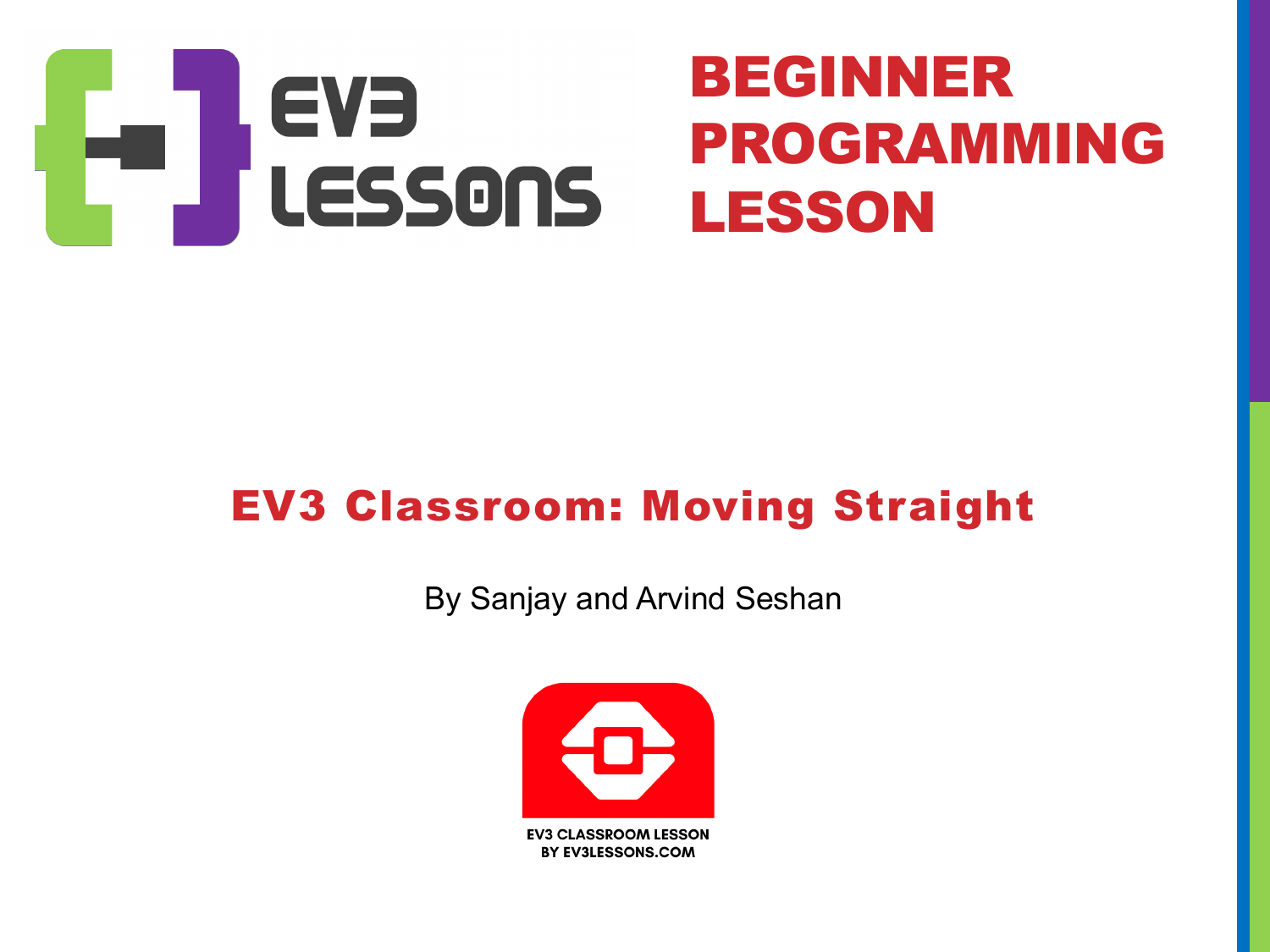EV3 LESSONS

# BEGINNER PROGRAMMING LESSON

## EV3 Classroom: Moving Straight

By Sanjay and Arvind Seshan

EV3 CLASSROOM LESSON
BY EV3LESSONS.COM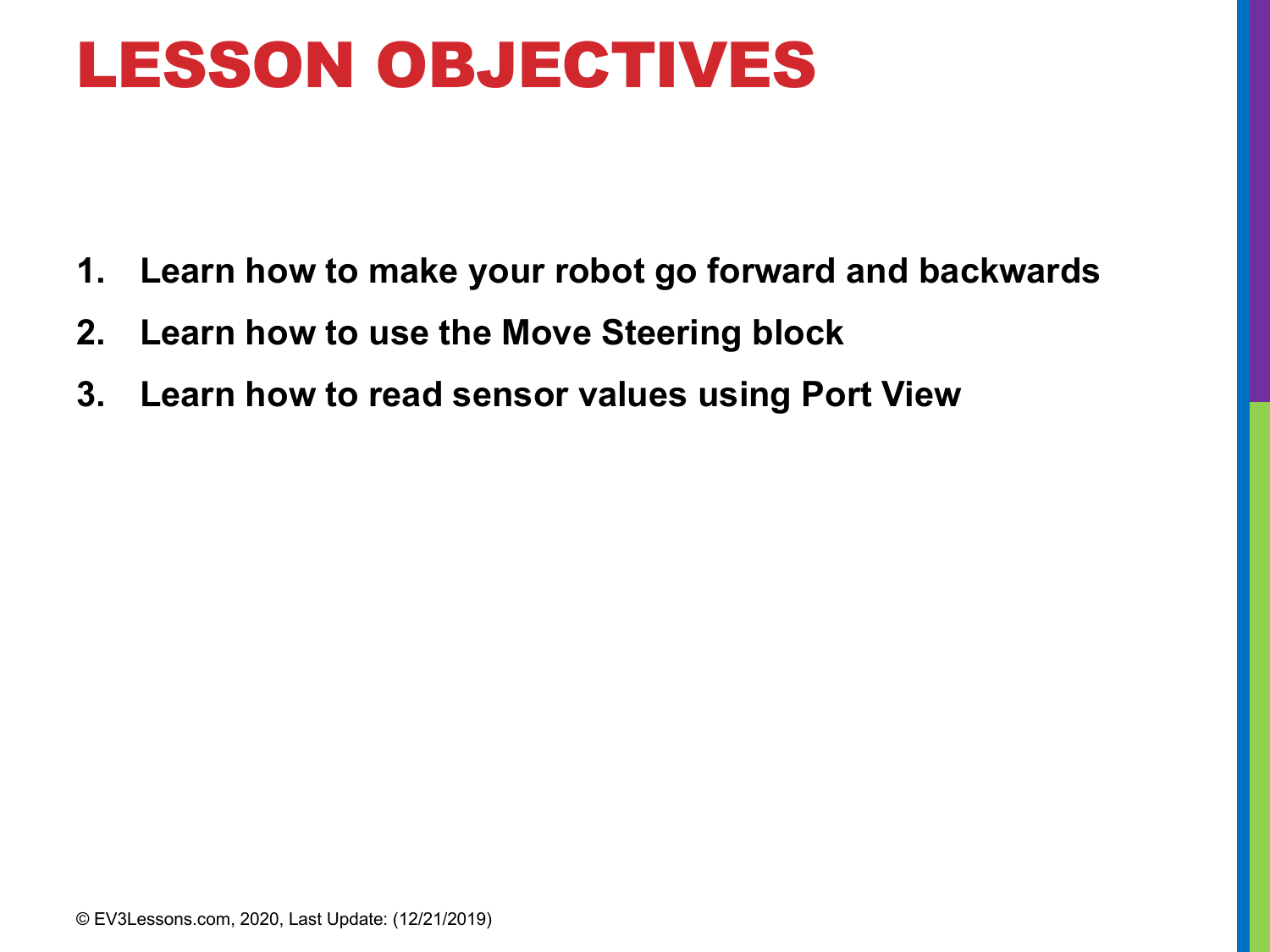# LESSON OBJECTIVES

1. **Learn how to make your robot go forward and backwards**
2. **Learn how to use the Move Steering block**
3. **Learn how to read sensor values using Port View**

© EV3Lessons.com, 2020, Last Update: (12/21/2019)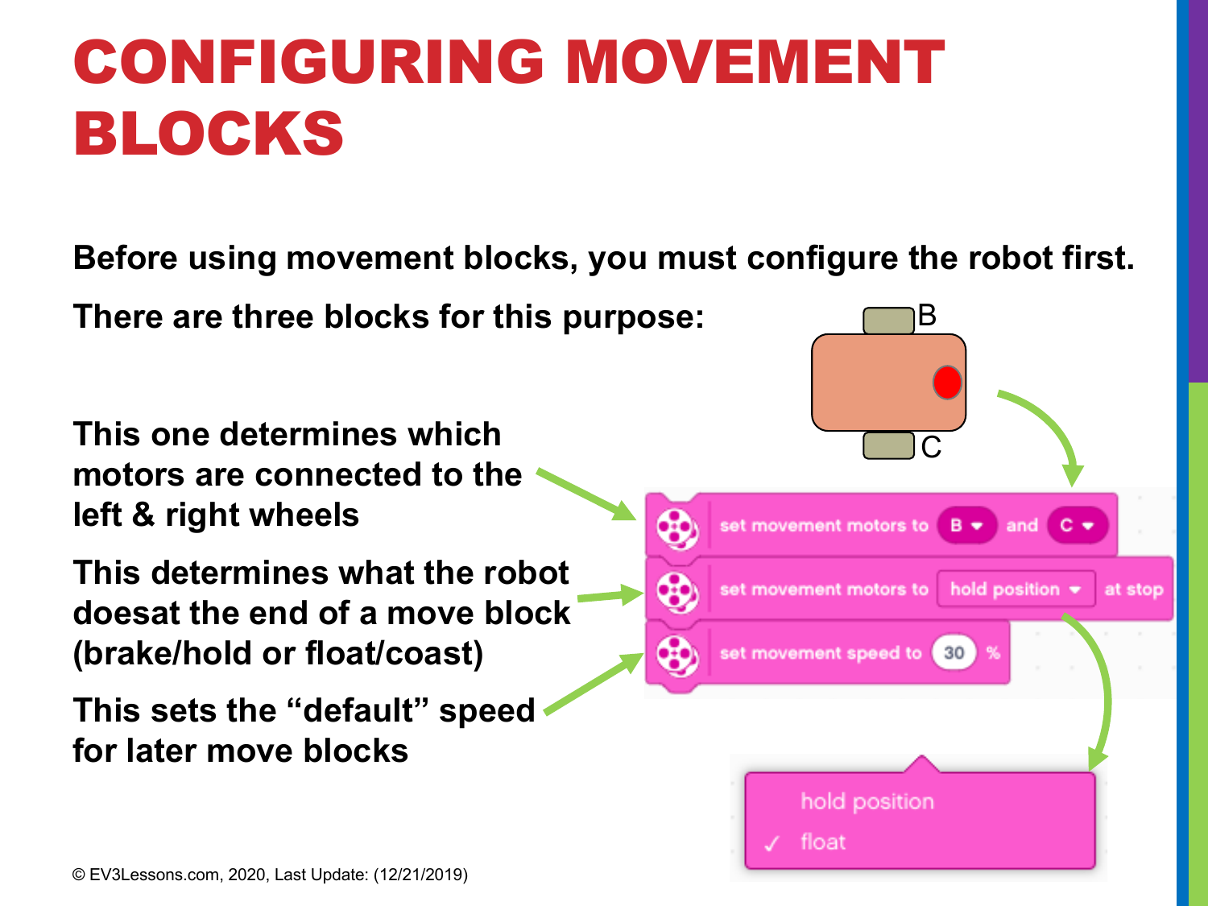# CONFIGURING MOVEMENT BLOCKS

**Before using movement blocks, you must configure the robot first.**

**There are three blocks for this purpose:**

**This one determines which motors are connected to the left & right wheels**

**This determines what the robot doesat the end of a move block (brake/hold or float/coast)**

**This sets the "default" speed for later move blocks**

© EV3Lessons.com, 2020, Last Update: (12/21/2019)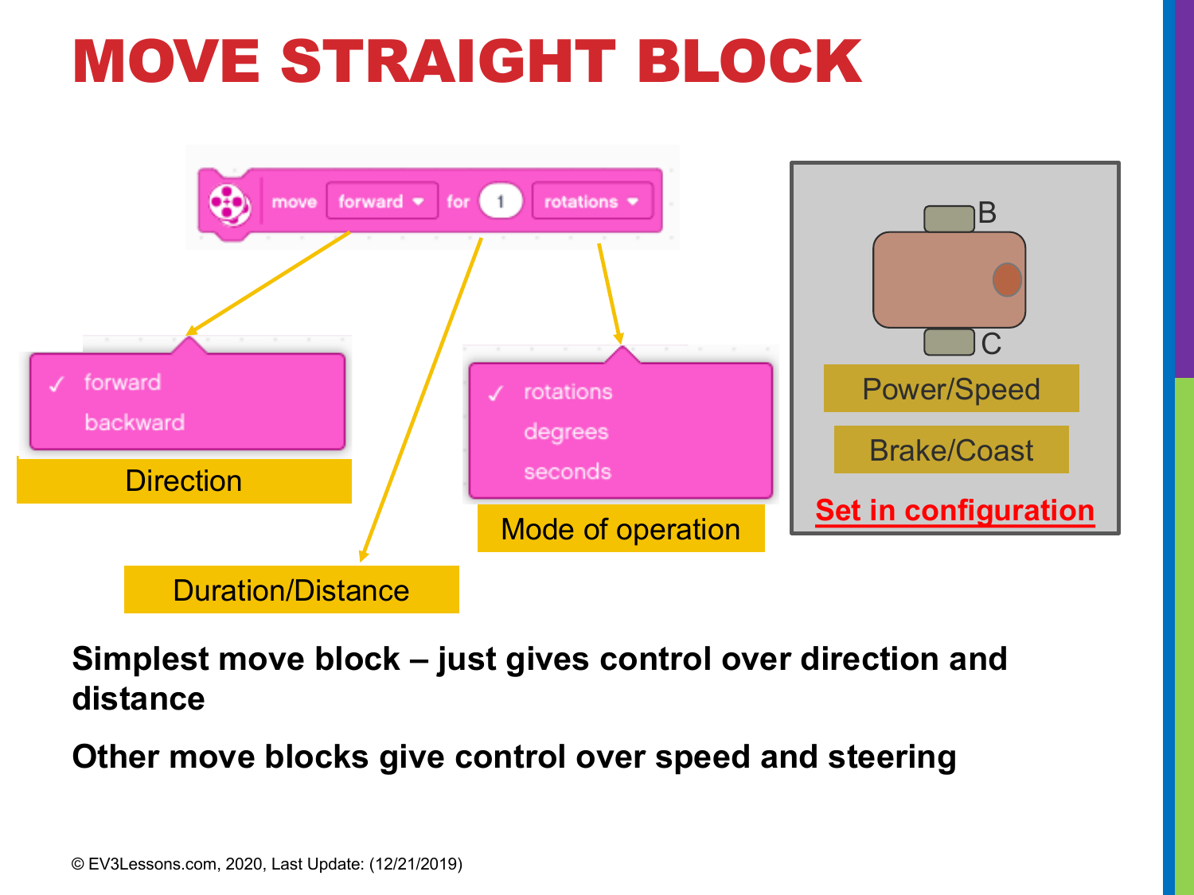# MOVE STRAIGHT BLOCK

move forward for 1 rotations

- ✓ forward
- backward

Direction

Duration/Distance

- ✓ rotations
- degrees
- seconds

Mode of operation

B

C

Power/Speed

Brake/Coast

Set in configuration

**Simplest move block – just gives control over direction and distance**

**Other move blocks give control over speed and steering**

© EV3Lessons.com, 2020, Last Update: (12/21/2019)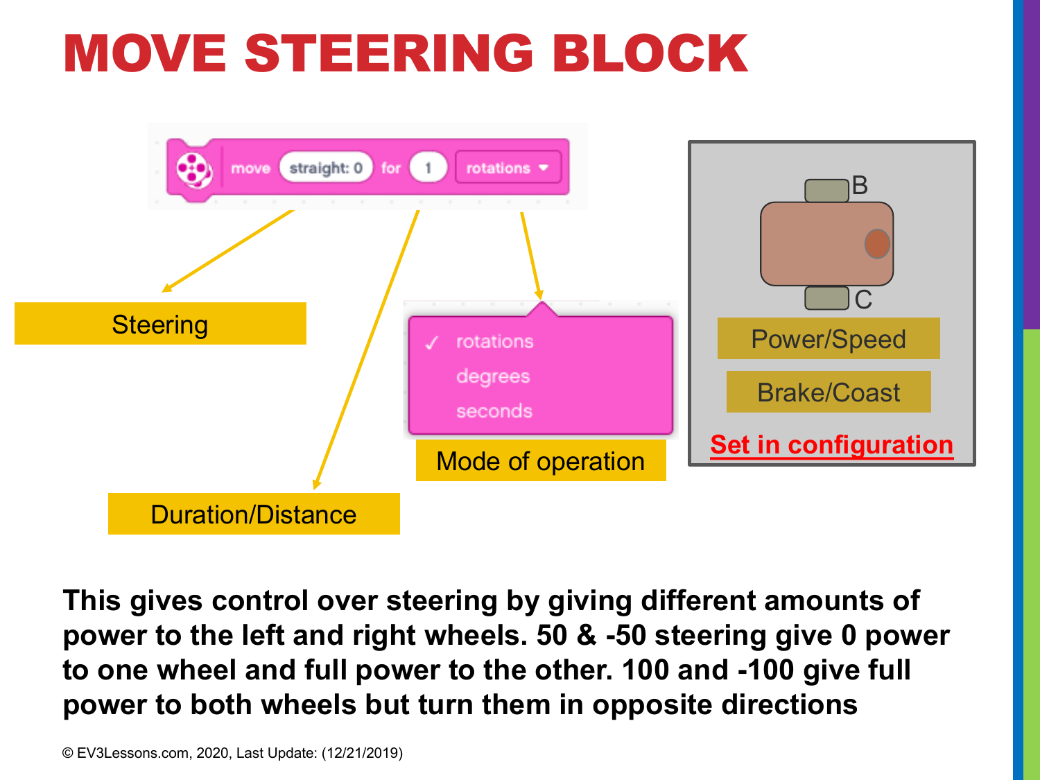# MOVE STEERING BLOCK

move straight: 0 for 1 rotations

Steering

Duration/Distance

- ✓ rotations
- degrees
- seconds

Mode of operation

B

C

Power/Speed

Brake/Coast

Set in configuration

**This gives control over steering by giving different amounts of power to the left and right wheels. 50 & -50 steering give 0 power to one wheel and full power to the other. 100 and -100 give full power to both wheels but turn them in opposite directions**

© EV3Lessons.com, 2020, Last Update: (12/21/2019)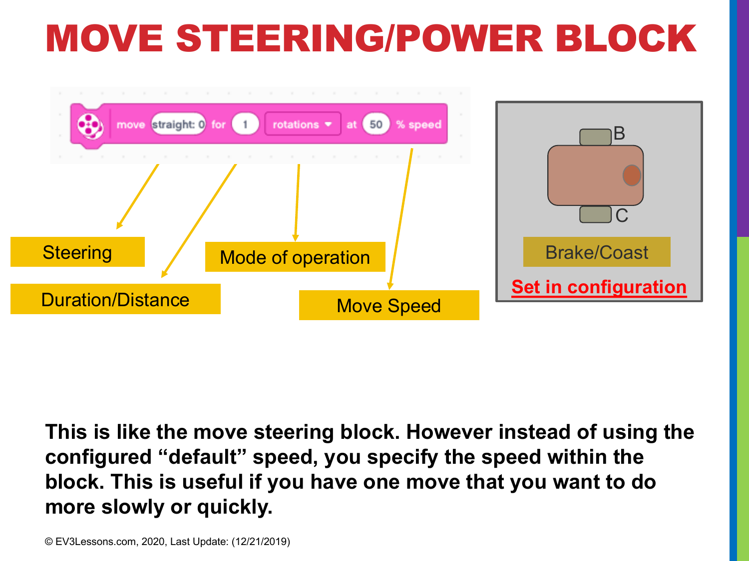# MOVE STEERING/POWER BLOCK

move straight: 0 for 1 rotations at 50 % speed

Steering

Duration/Distance

Mode of operation

Move Speed

B

C

Brake/Coast

Set in configuration

**This is like the move steering block. However instead of using the configured "default" speed, you specify the speed within the block. This is useful if you have one move that you want to do more slowly or quickly.**

© EV3Lessons.com, 2020, Last Update: (12/21/2019)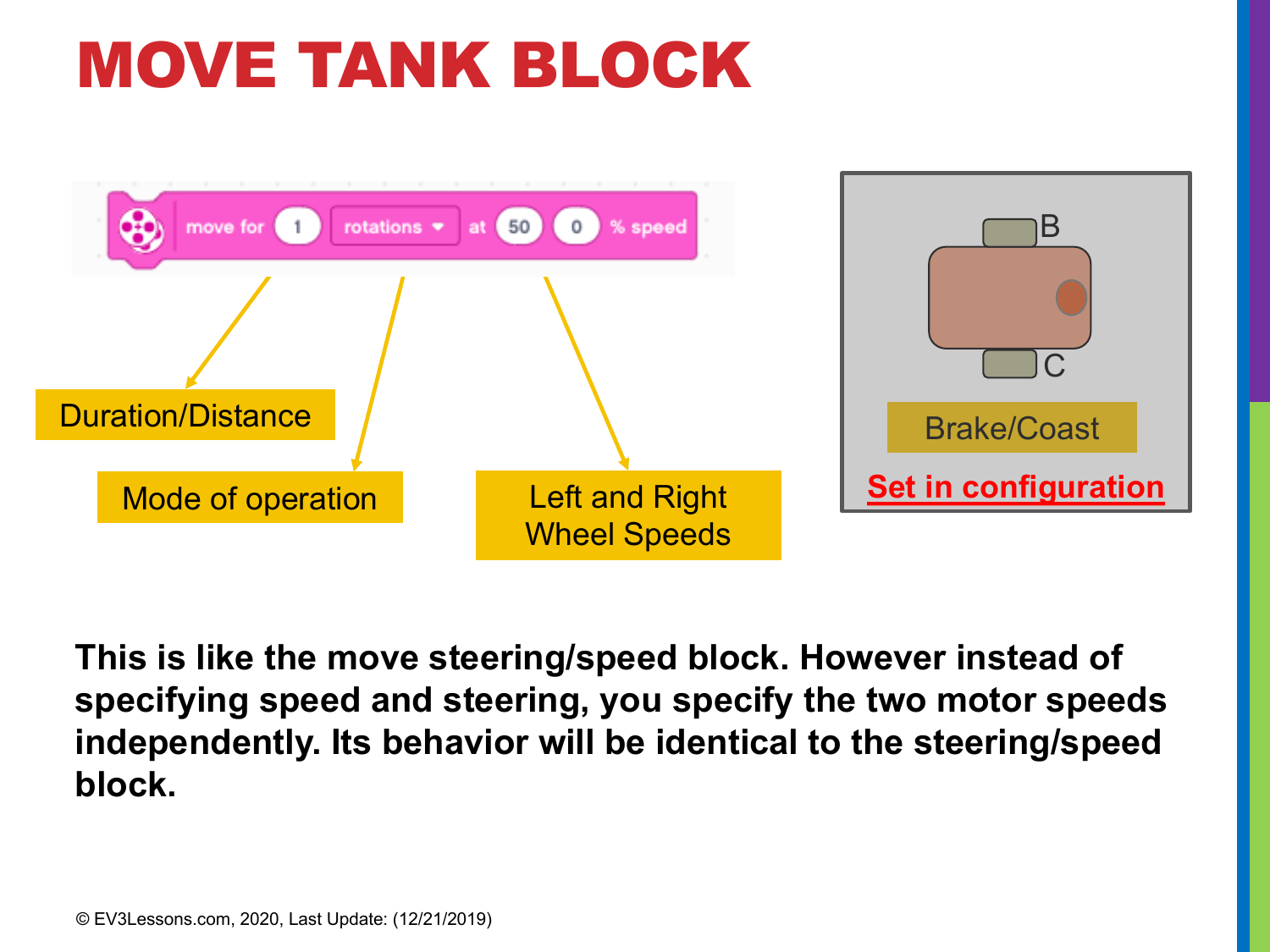# MOVE TANK BLOCK

move for 1 rotations at 50 0 % speed

Duration/Distance

Mode of operation

Left and Right Wheel Speeds

B

C

Brake/Coast

Set in configuration

**This is like the move steering/speed block. However instead of specifying speed and steering, you specify the two motor speeds independently. Its behavior will be identical to the steering/speed block.**

© EV3Lessons.com, 2020, Last Update: (12/21/2019)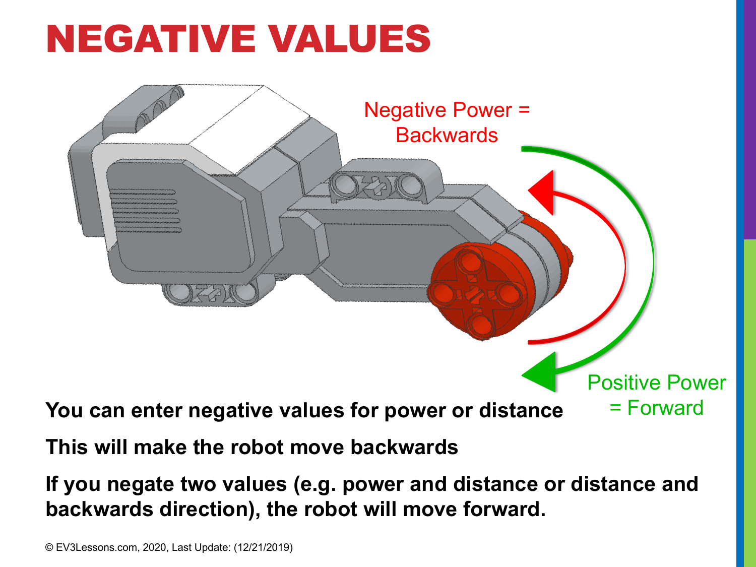# NEGATIVE VALUES

Negative Power = Backwards

Positive Power = Forward

**You can enter negative values for power or distance**

**This will make the robot move backwards**

**If you negate two values (e.g. power and distance or distance and backwards direction), the robot will move forward.**

© EV3Lessons.com, 2020, Last Update: (12/21/2019)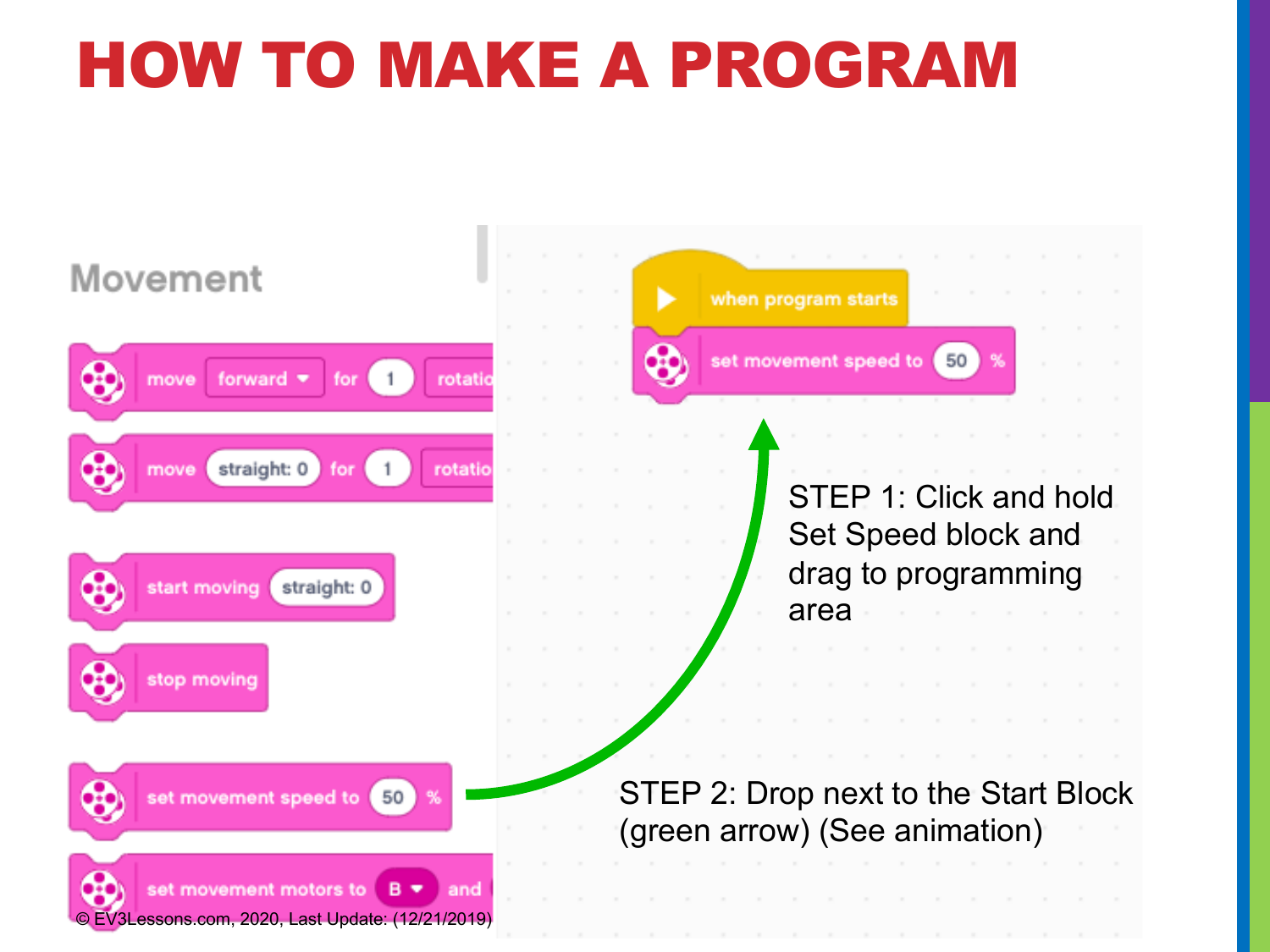# HOW TO MAKE A PROGRAM

STEP 1: Click and hold Set Speed block and drag to programming area

STEP 2: Drop next to the Start Block (green arrow) (See animation)

© EV3Lessons.com, 2020, Last Update: (12/21/2019)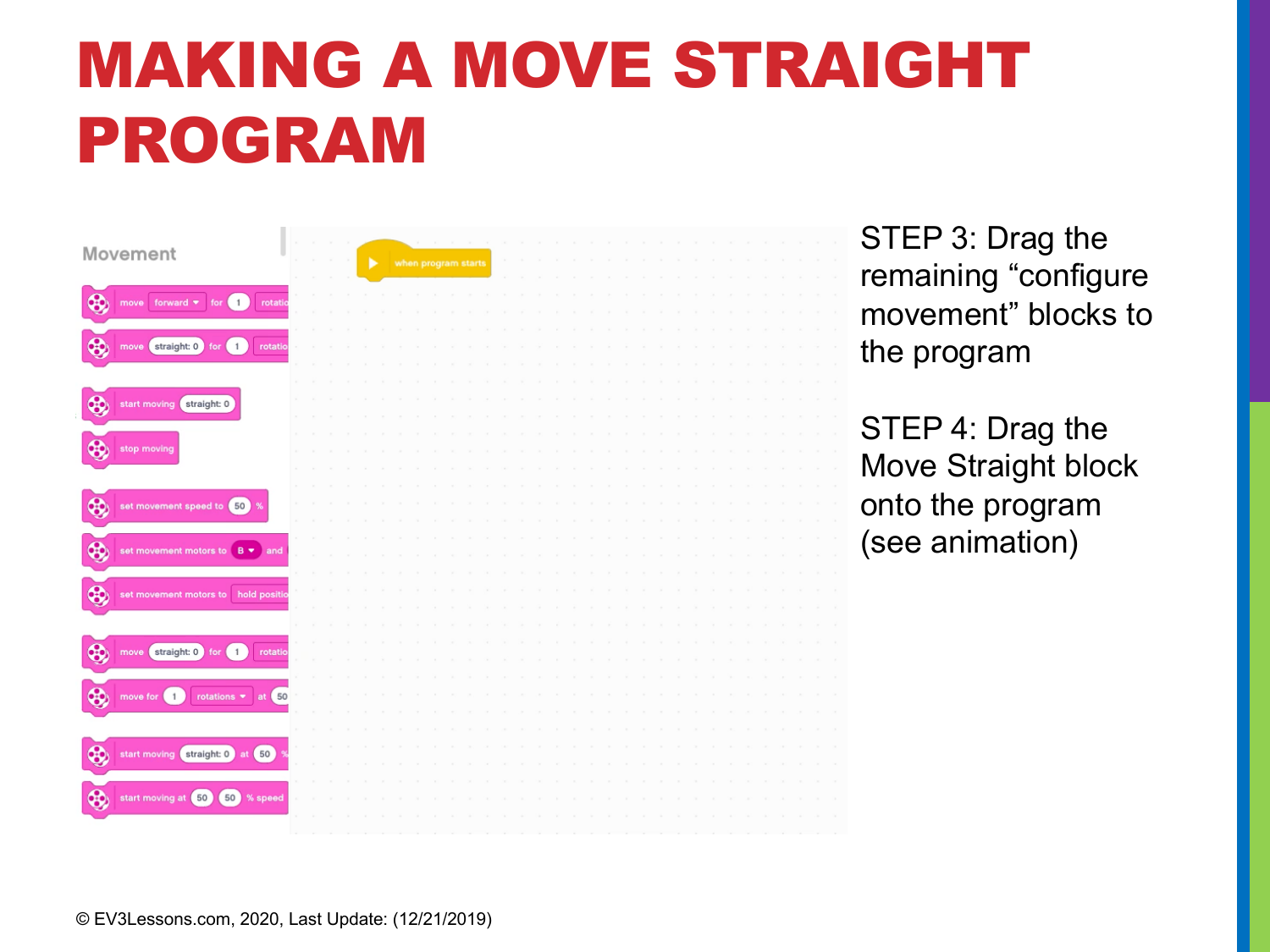# MAKING A MOVE STRAIGHT PROGRAM

STEP 3: Drag the remaining "configure movement" blocks to the program

STEP 4: Drag the Move Straight block onto the program (see animation)

© EV3Lessons.com, 2020, Last Update: (12/21/2019)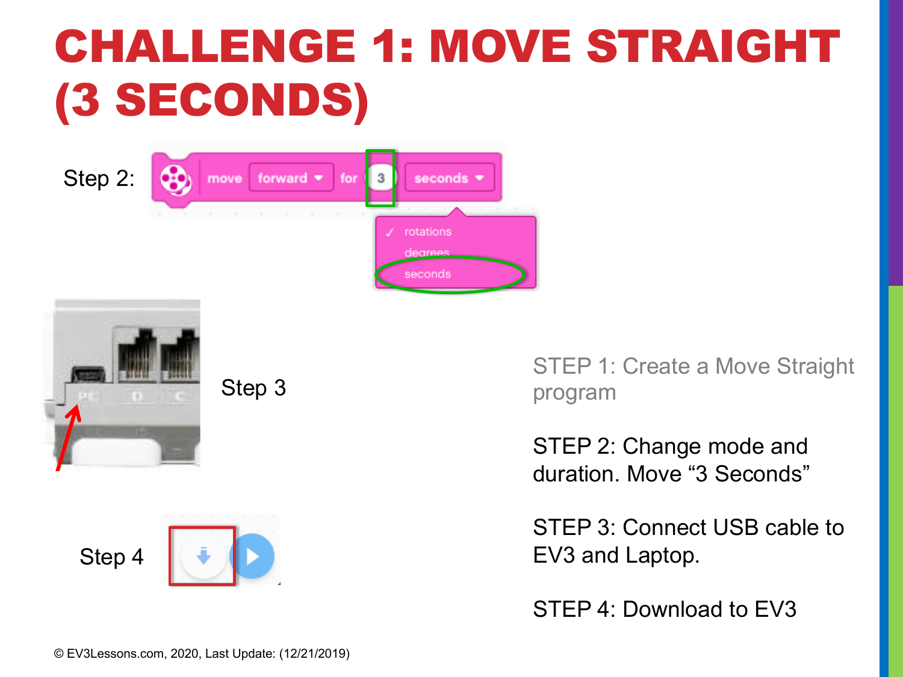# CHALLENGE 1: MOVE STRAIGHT (3 SECONDS)

Step 2:

Step 3

Step 4

STEP 1: Create a Move Straight program

STEP 2: Change mode and duration. Move "3 Seconds"

STEP 3: Connect USB cable to EV3 and Laptop.

STEP 4: Download to EV3

© EV3Lessons.com, 2020, Last Update: (12/21/2019)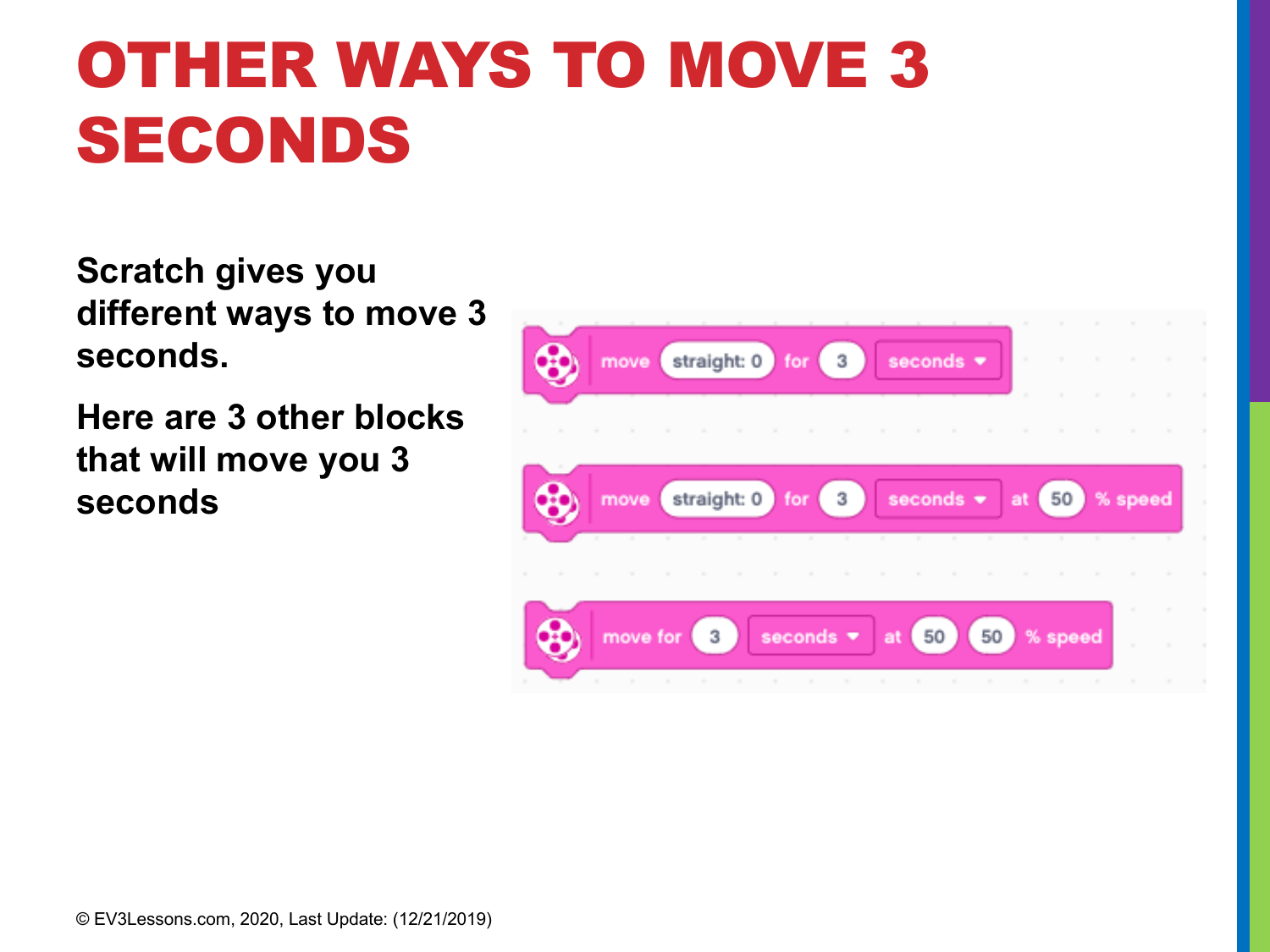# OTHER WAYS TO MOVE 3 SECONDS

**Scratch gives you different ways to move 3 seconds.**

**Here are 3 other blocks that will move you 3 seconds**

move straight: 0 for 3 seconds

move straight: 0 for 3 seconds at 50 % speed

move for 3 seconds at 50 50 % speed

© EV3Lessons.com, 2020, Last Update: (12/21/2019)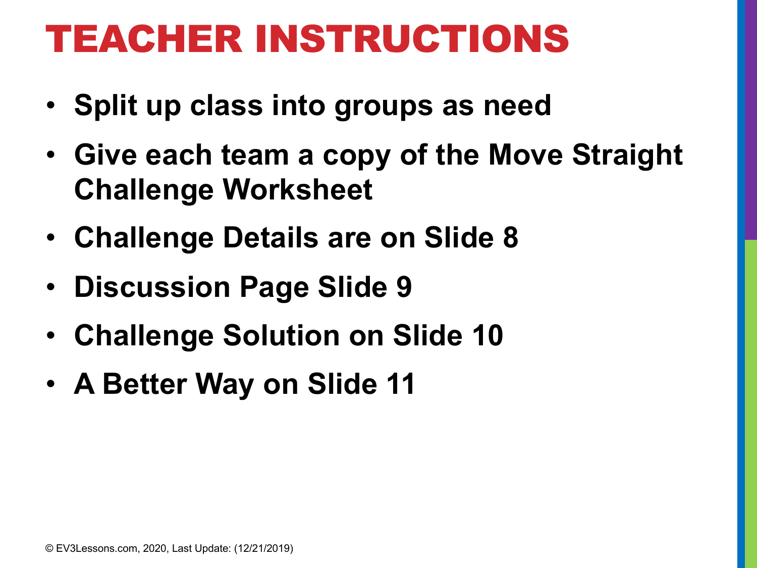# TEACHER INSTRUCTIONS

- **Split up class into groups as need**
- **Give each team a copy of the Move Straight Challenge Worksheet**
- **Challenge Details are on Slide 8**
- **Discussion Page Slide 9**
- **Challenge Solution on Slide 10**
- **A Better Way on Slide 11**

© EV3Lessons.com, 2020, Last Update: (12/21/2019)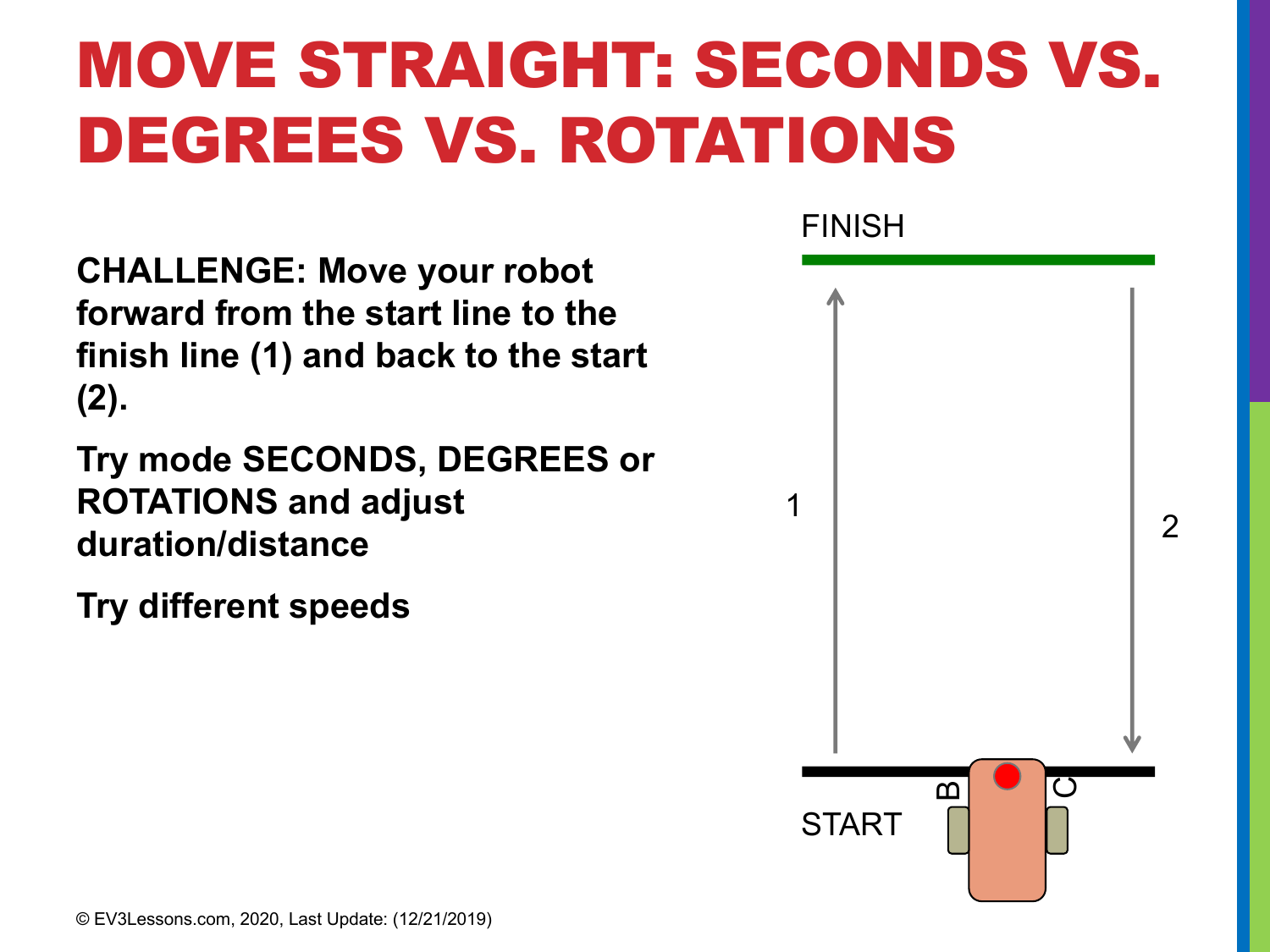# MOVE STRAIGHT: SECONDS VS. DEGREES VS. ROTATIONS

**CHALLENGE: Move your robot forward from the start line to the finish line (1) and back to the start (2).**

**Try mode SECONDS, DEGREES or ROTATIONS and adjust duration/distance**

**Try different speeds**

FINISH

1

2

START

B

C

© EV3Lessons.com, 2020, Last Update: (12/21/2019)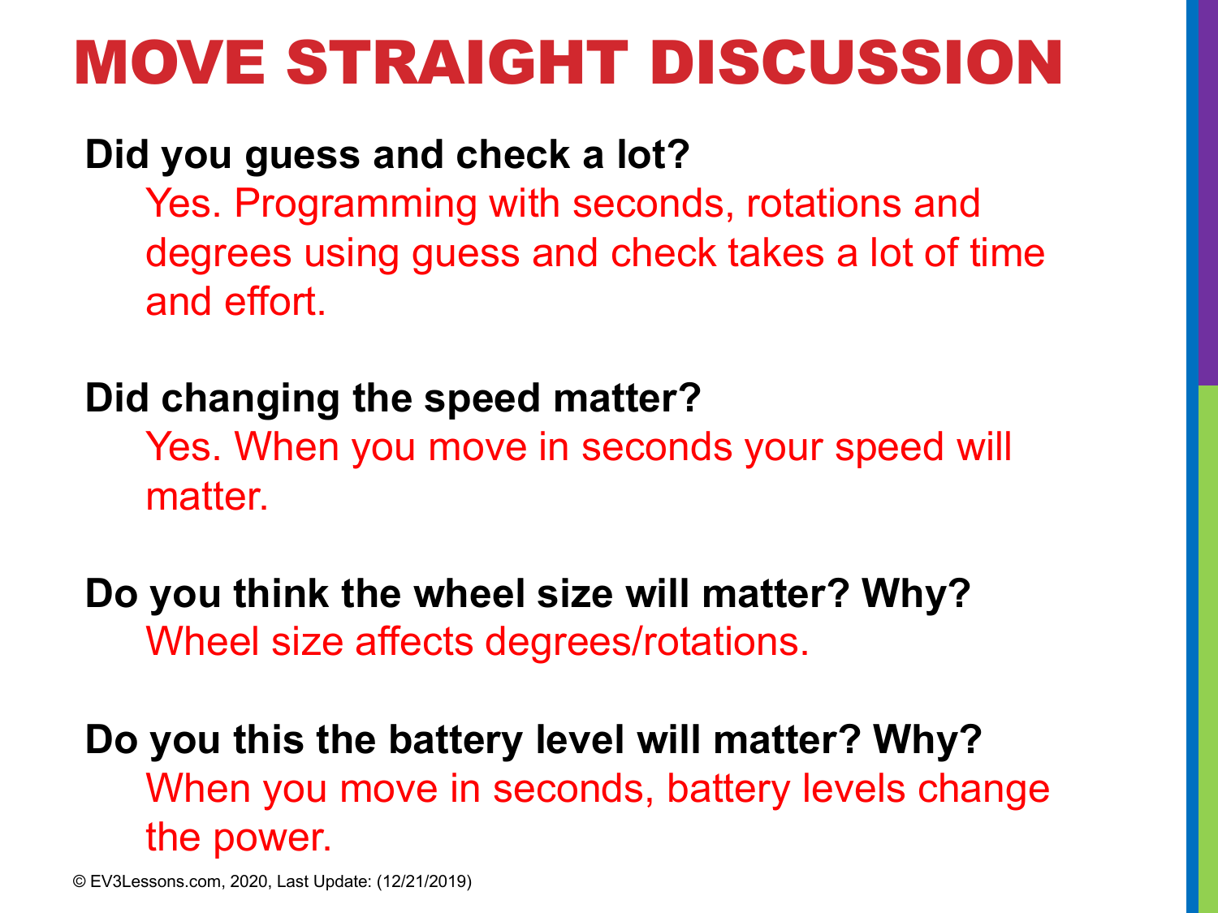# MOVE STRAIGHT DISCUSSION

**Did you guess and check a lot?**

Yes. Programming with seconds, rotations and degrees using guess and check takes a lot of time and effort.

**Did changing the speed matter?**

Yes. When you move in seconds your speed will matter.

**Do you think the wheel size will matter? Why?**

Wheel size affects degrees/rotations.

**Do you this the battery level will matter? Why?**

When you move in seconds, battery levels change the power.

© EV3Lessons.com, 2020, Last Update: (12/21/2019)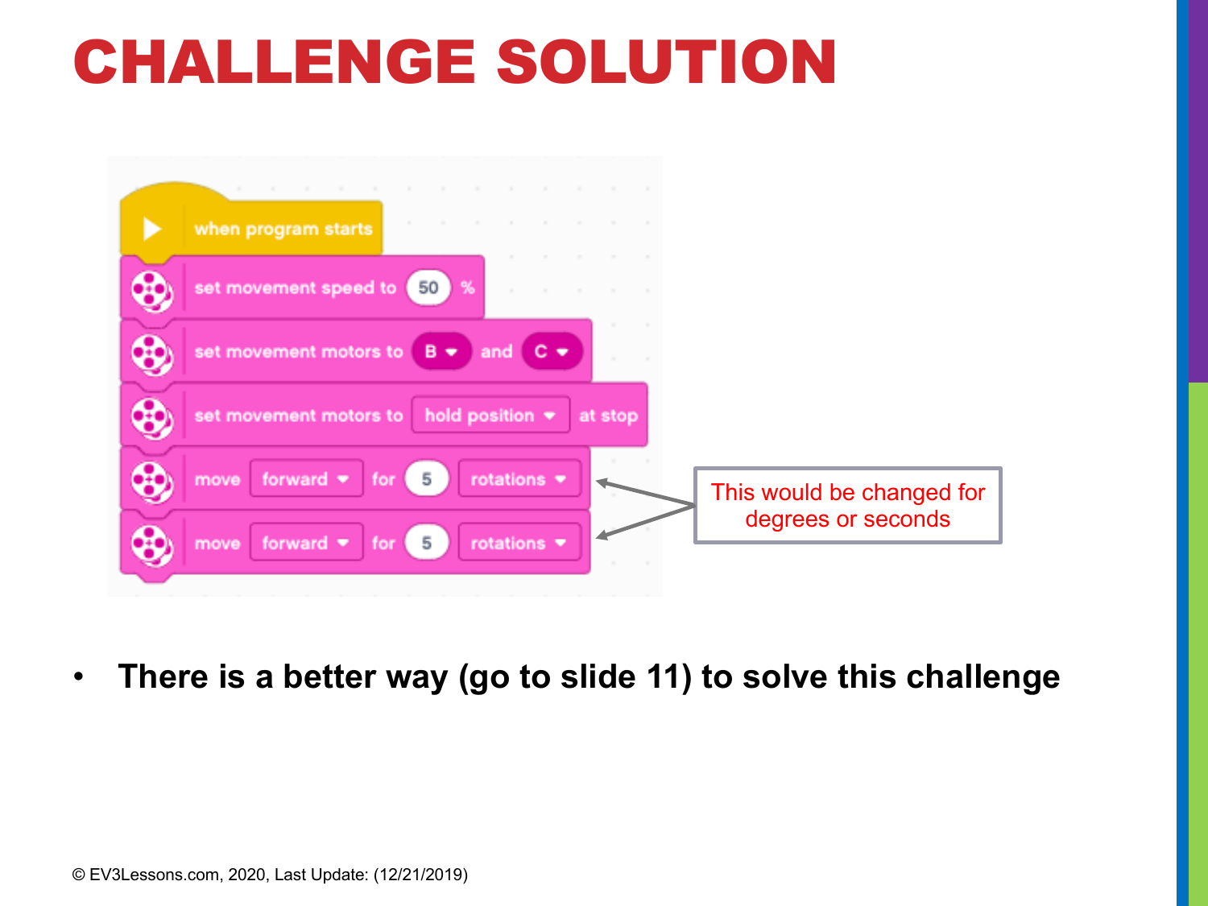# CHALLENGE SOLUTION

```
when program starts
set movement speed to 50 %
set movement motors to B and C
set movement motors to hold position at stop
move forward for 5 rotations
move forward for 5 rotations
```

This would be changed for degrees or seconds

- **There is a better way (go to slide 11) to solve this challenge**

© EV3Lessons.com, 2020, Last Update: (12/21/2019)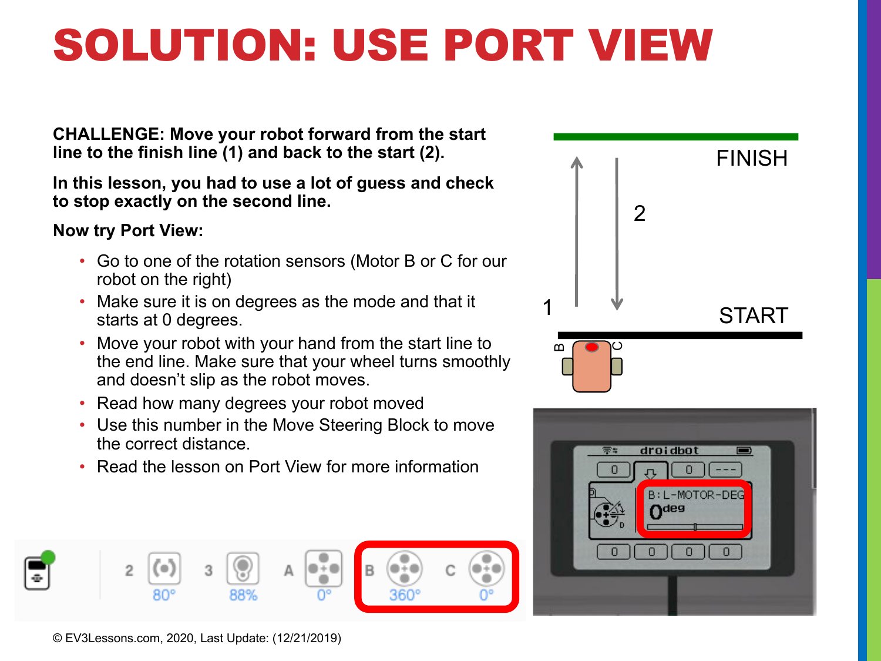# SOLUTION: USE PORT VIEW

**CHALLENGE: Move your robot forward from the start line to the finish line (1) and back to the start (2).**

**In this lesson, you had to use a lot of guess and check to stop exactly on the second line.**

**Now try Port View:**

- Go to one of the rotation sensors (Motor B or C for our robot on the right)
- Make sure it is on degrees as the mode and that it starts at 0 degrees.
- Move your robot with your hand from the start line to the end line. Make sure that your wheel turns smoothly and doesn't slip as the robot moves.
- Read how many degrees your robot moved
- Use this number in the Move Steering Block to move the correct distance.
- Read the lesson on Port View for more information

© EV3Lessons.com, 2020, Last Update: (12/21/2019)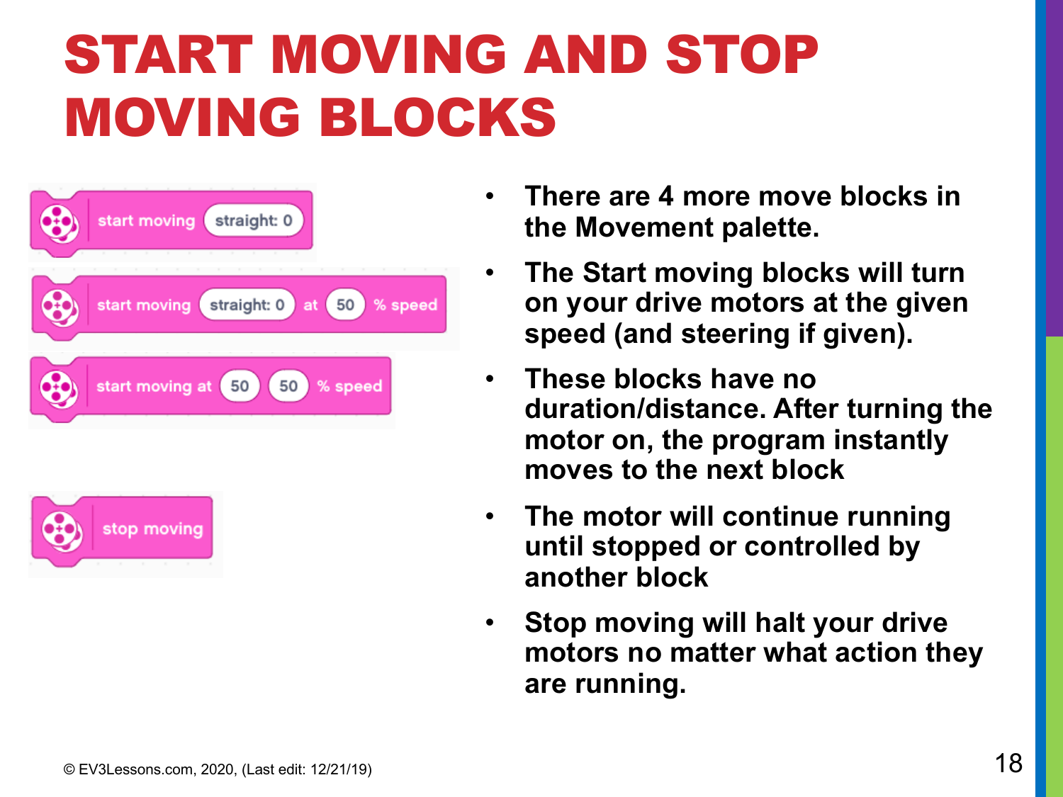# START MOVING AND STOP MOVING BLOCKS

start moving straight: 0

start moving straight: 0 at 50 % speed

start moving at 50 50 % speed

stop moving

- **There are 4 more move blocks in the Movement palette.**
- **The Start moving blocks will turn on your drive motors at the given speed (and steering if given).**
- **These blocks have no duration/distance. After turning the motor on, the program instantly moves to the next block**
- **The motor will continue running until stopped or controlled by another block**
- **Stop moving will halt your drive motors no matter what action they are running.**

© EV3Lessons.com, 2020, (Last edit: 12/21/19)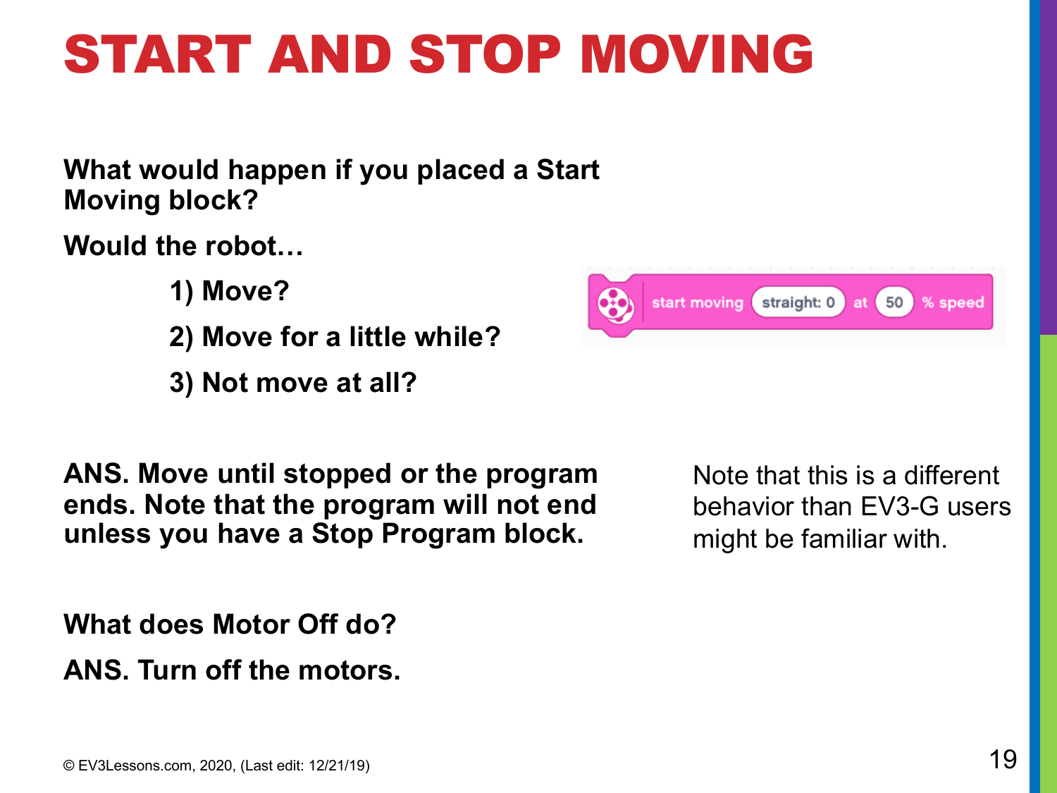# START AND STOP MOVING

**What would happen if you placed a Start Moving block?**

**Would the robot…**

1. **Move?**
2. **Move for a little while?**
3. **Not move at all?**

start moving straight: 0 at 50 % speed

**ANS. Move until stopped or the program ends. Note that the program will not end unless you have a Stop Program block.**

Note that this is a different behavior than EV3-G users might be familiar with.

**What does Motor Off do?**

**ANS. Turn off the motors.**

© EV3Lessons.com, 2020, (Last edit: 12/21/19)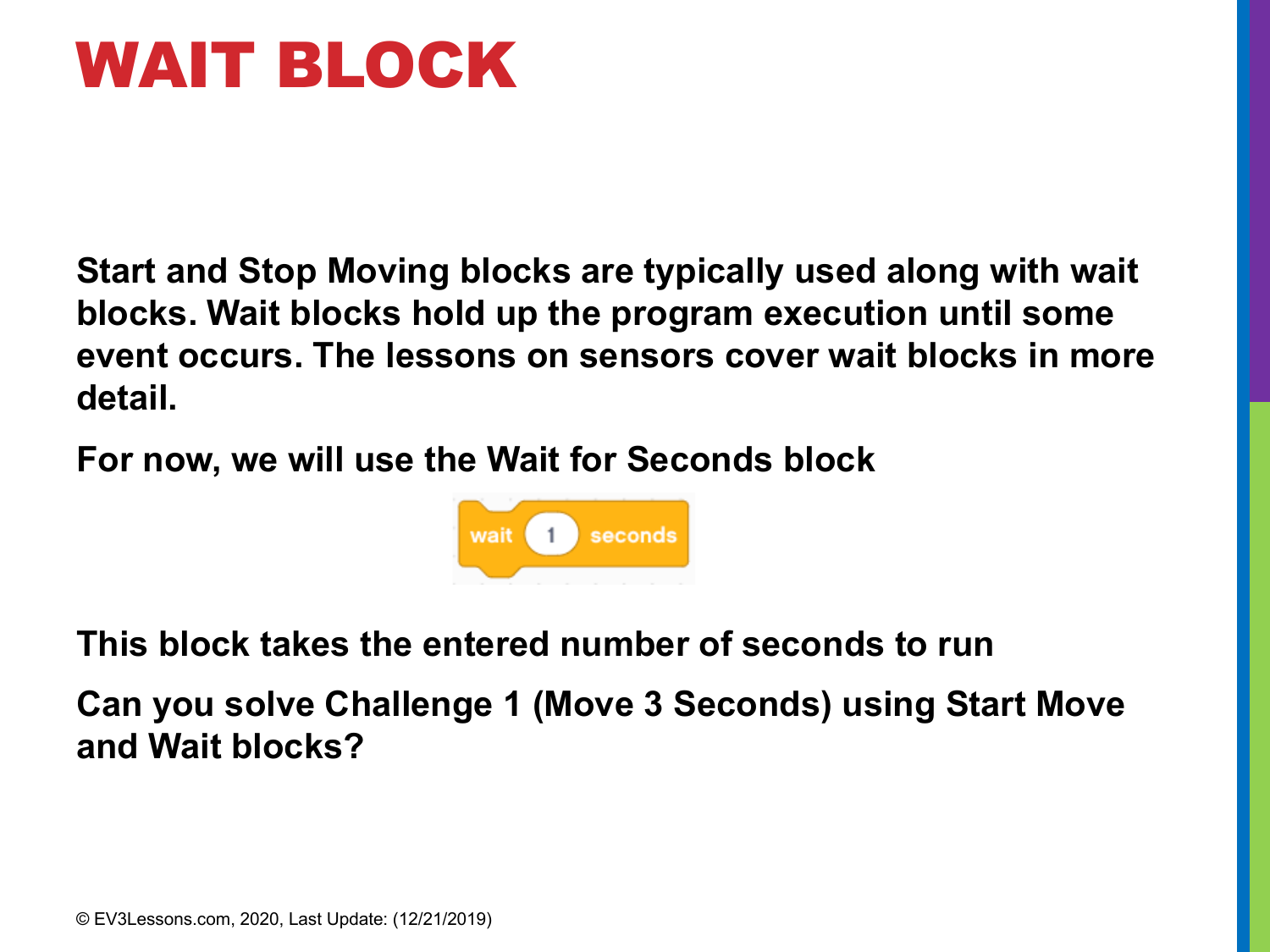# WAIT BLOCK

**Start and Stop Moving blocks are typically used along with wait blocks. Wait blocks hold up the program execution until some event occurs. The lessons on sensors cover wait blocks in more detail.**

**For now, we will use the Wait for Seconds block**

**This block takes the entered number of seconds to run**

**Can you solve Challenge 1 (Move 3 Seconds) using Start Move and Wait blocks?**

© EV3Lessons.com, 2020, Last Update: (12/21/2019)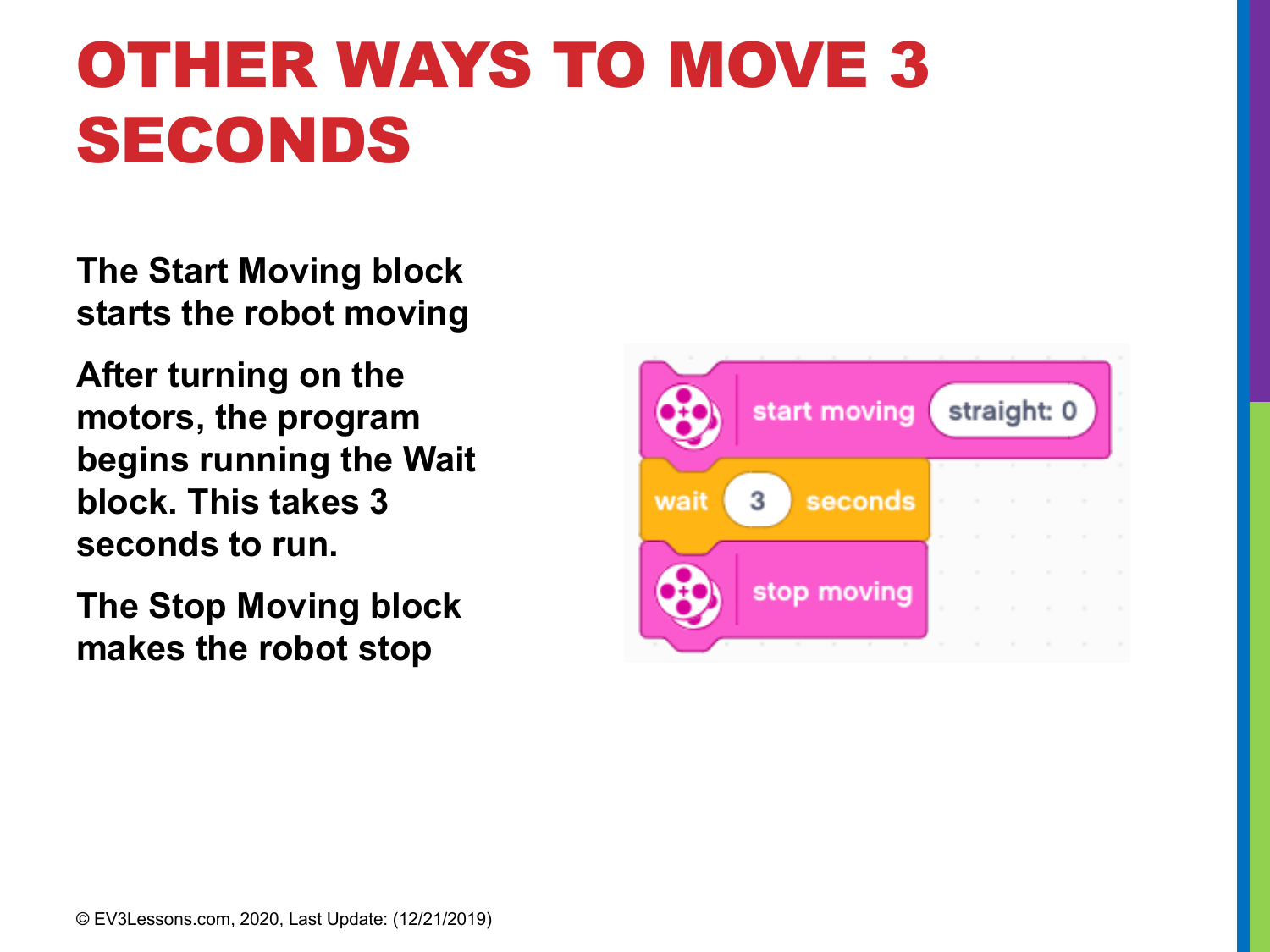# OTHER WAYS TO MOVE 3 SECONDS

**The Start Moving block starts the robot moving**

**After turning on the motors, the program begins running the Wait block. This takes 3 seconds to run.**

**The Stop Moving block makes the robot stop**

```
start moving (straight: 0)
wait (3) seconds
stop moving
```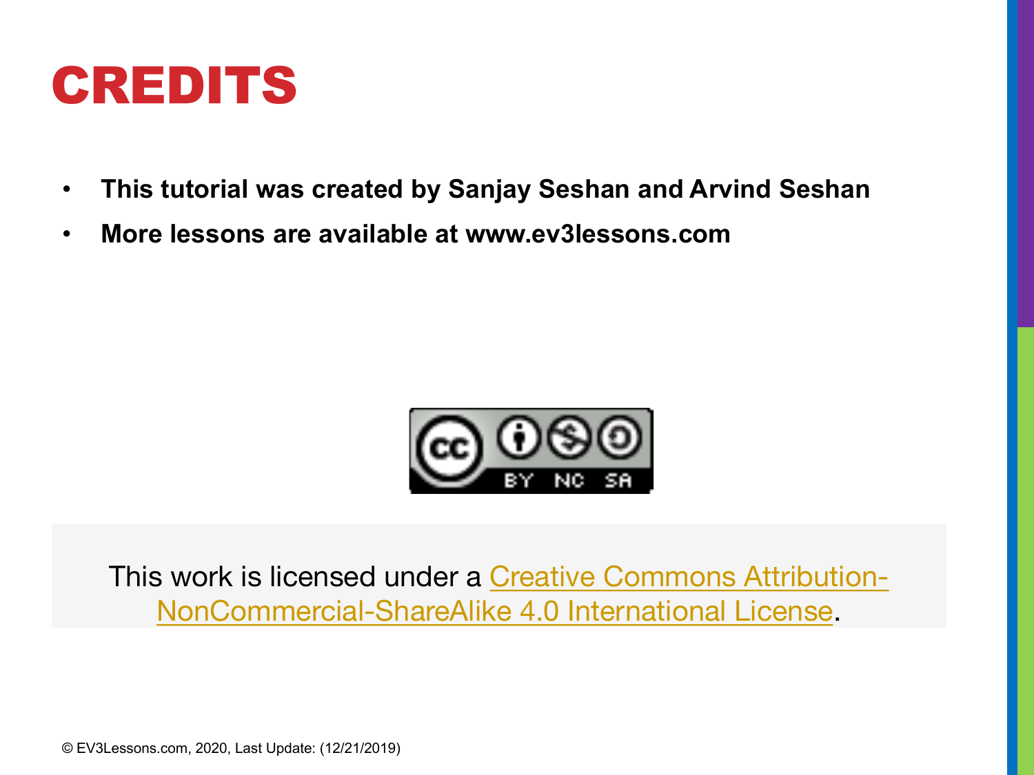# CREDITS

- **This tutorial was created by Sanjay Seshan and Arvind Seshan**
- **More lessons are available at www.ev3lessons.com**

This work is licensed under a Creative Commons Attribution-NonCommercial-ShareAlike 4.0 International License.

© EV3Lessons.com, 2020, Last Update: (12/21/2019)